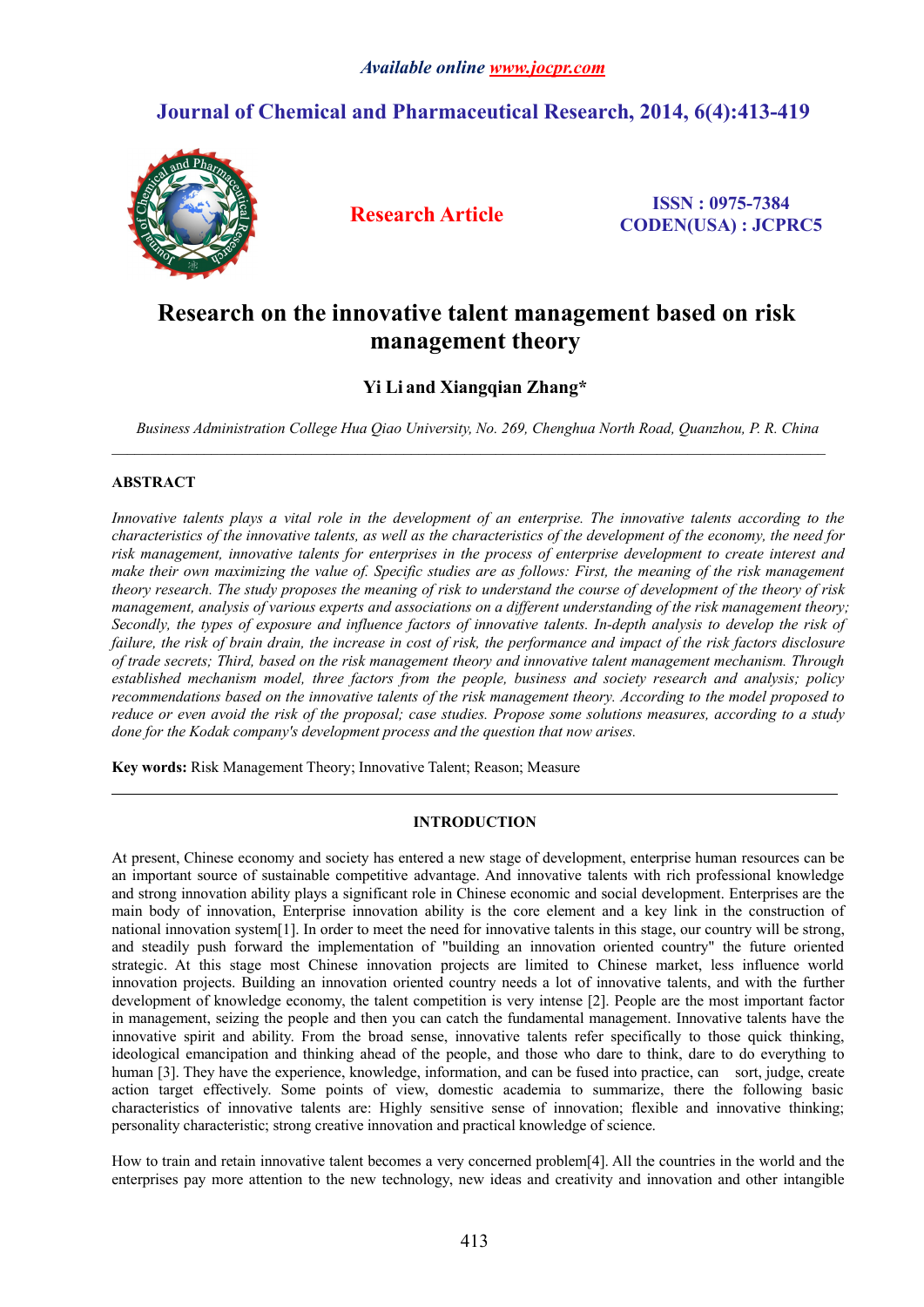Available online www.jocpr.com

# Journal of Chemical and Pharmaceutical Research, 2014, 6(4):413-419

**Research Article**

**ISSN : 0975-7384**
**CODEN(USA) : JCPRC5**

# Research on the innovative talent management based on risk management theory

**Yi Li and Xiangqian Zhang***

*Business Administration College Hua Qiao University, No. 269, Chenghua North Road, Quanzhou, P. R. China*

---

## ABSTRACT

*Innovative talents plays a vital role in the development of an enterprise. The innovative talents according to the characteristics of the innovative talents, as well as the characteristics of the development of the economy, the need for risk management, innovative talents for enterprises in the process of enterprise development to create interest and make their own maximizing the value of. Specific studies are as follows: First, the meaning of the risk management theory research. The study proposes the meaning of risk to understand the course of development of the theory of risk management, analysis of various experts and associations on a different understanding of the risk management theory; Secondly, the types of exposure and influence factors of innovative talents. In-depth analysis to develop the risk of failure, the risk of brain drain, the increase in cost of risk, the performance and impact of the risk factors disclosure of trade secrets; Third, based on the risk management theory and innovative talent management mechanism. Through established mechanism model, three factors from the people, business and society research and analysis; policy recommendations based on the innovative talents of the risk management theory. According to the model proposed to reduce or even avoid the risk of the proposal; case studies. Propose some solutions measures, according to a study done for the Kodak company's development process and the question that now arises.*

**Key words:** Risk Management Theory; Innovative Talent; Reason; Measure

---

## INTRODUCTION

At present, Chinese economy and society has entered a new stage of development, enterprise human resources can be an important source of sustainable competitive advantage. And innovative talents with rich professional knowledge and strong innovation ability plays a significant role in Chinese economic and social development. Enterprises are the main body of innovation, Enterprise innovation ability is the core element and a key link in the construction of national innovation system[1]. In order to meet the need for innovative talents in this stage, our country will be strong, and steadily push forward the implementation of "building an innovation oriented country" the future oriented strategic. At this stage most Chinese innovation projects are limited to Chinese market, less influence world innovation projects. Building an innovation oriented country needs a lot of innovative talents, and with the further development of knowledge economy, the talent competition is very intense [2]. People are the most important factor in management, seizing the people and then you can catch the fundamental management. Innovative talents have the innovative spirit and ability. From the broad sense, innovative talents refer specifically to those quick thinking, ideological emancipation and thinking ahead of the people, and those who dare to think, dare to do everything to human [3]. They have the experience, knowledge, information, and can be fused into practice, can sort, judge, create action target effectively. Some points of view, domestic academia to summarize, there the following basic characteristics of innovative talents are: Highly sensitive sense of innovation; flexible and innovative thinking; personality characteristic; strong creative innovation and practical knowledge of science.

How to train and retain innovative talent becomes a very concerned problem[4]. All the countries in the world and the enterprises pay more attention to the new technology, new ideas and creativity and innovation and other intangible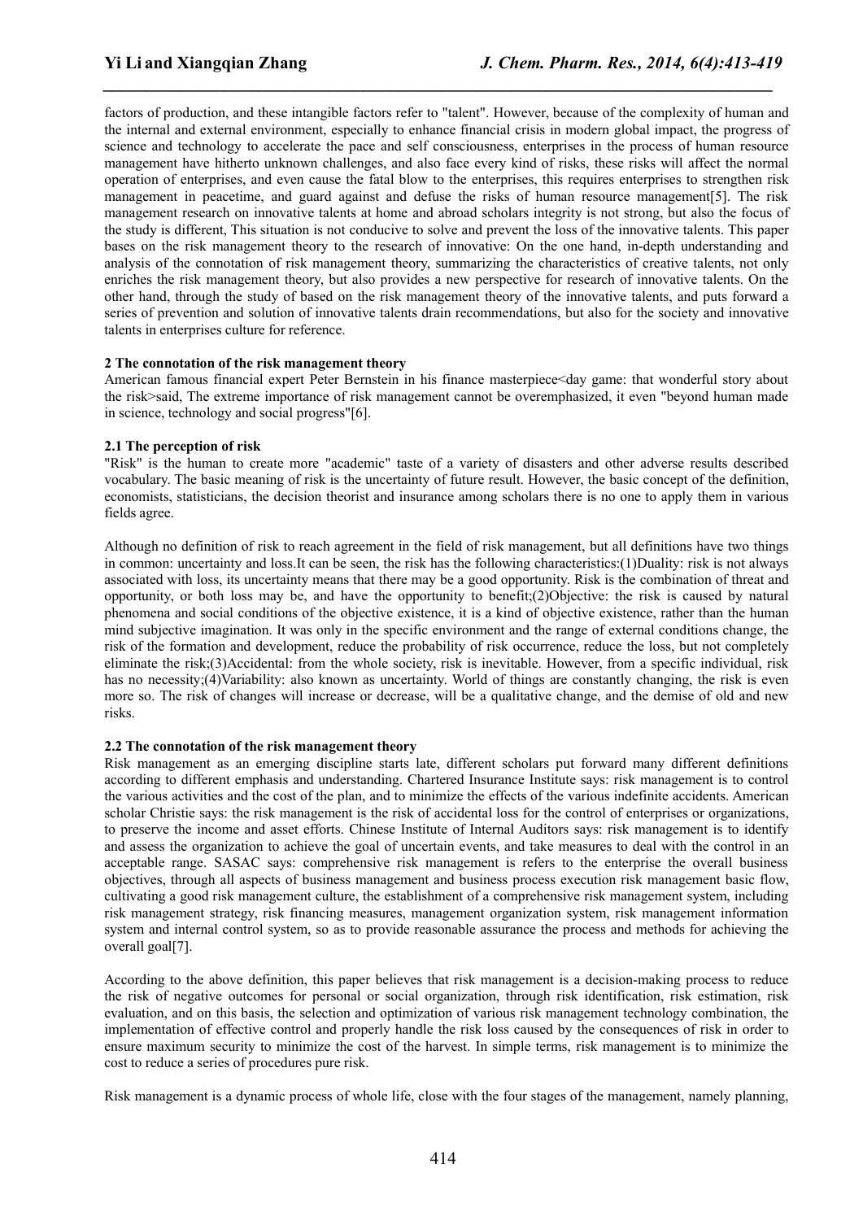factors of production, and these intangible factors refer to "talent". However, because of the complexity of human and the internal and external environment, especially to enhance financial crisis in modern global impact, the progress of science and technology to accelerate the pace and self consciousness, enterprises in the process of human resource management have hitherto unknown challenges, and also face every kind of risks, these risks will affect the normal operation of enterprises, and even cause the fatal blow to the enterprises, this requires enterprises to strengthen risk management in peacetime, and guard against and defuse the risks of human resource management[5]. The risk management research on innovative talents at home and abroad scholars integrity is not strong, but also the focus of the study is different, This situation is not conducive to solve and prevent the loss of the innovative talents. This paper bases on the risk management theory to the research of innovative: On the one hand, in-depth understanding and analysis of the connotation of risk management theory, summarizing the characteristics of creative talents, not only enriches the risk management theory, but also provides a new perspective for research of innovative talents. On the other hand, through the study of based on the risk management theory of the innovative talents, and puts forward a series of prevention and solution of innovative talents drain recommendations, but also for the society and innovative talents in enterprises culture for reference.

**2 The connotation of the risk management theory**

American famous financial expert Peter Bernstein in his finance masterpiece<day game: that wonderful story about the risk>said, The extreme importance of risk management cannot be overemphasized, it even "beyond human made in science, technology and social progress"[6].

**2.1 The perception of risk**

"Risk" is the human to create more "academic" taste of a variety of disasters and other adverse results described vocabulary. The basic meaning of risk is the uncertainty of future result. However, the basic concept of the definition, economists, statisticians, the decision theorist and insurance among scholars there is no one to apply them in various fields agree.

Although no definition of risk to reach agreement in the field of risk management, but all definitions have two things in common: uncertainty and loss.It can be seen, the risk has the following characteristics:(1)Duality: risk is not always associated with loss, its uncertainty means that there may be a good opportunity. Risk is the combination of threat and opportunity, or both loss may be, and have the opportunity to benefit;(2)Objective: the risk is caused by natural phenomena and social conditions of the objective existence, it is a kind of objective existence, rather than the human mind subjective imagination. It was only in the specific environment and the range of external conditions change, the risk of the formation and development, reduce the probability of risk occurrence, reduce the loss, but not completely eliminate the risk;(3)Accidental: from the whole society, risk is inevitable. However, from a specific individual, risk has no necessity;(4)Variability: also known as uncertainty. World of things are constantly changing, the risk is even more so. The risk of changes will increase or decrease, will be a qualitative change, and the demise of old and new risks.

**2.2 The connotation of the risk management theory**

Risk management as an emerging discipline starts late, different scholars put forward many different definitions according to different emphasis and understanding. Chartered Insurance Institute says: risk management is to control the various activities and the cost of the plan, and to minimize the effects of the various indefinite accidents. American scholar Christie says: the risk management is the risk of accidental loss for the control of enterprises or organizations, to preserve the income and asset efforts. Chinese Institute of Internal Auditors says: risk management is to identify and assess the organization to achieve the goal of uncertain events, and take measures to deal with the control in an acceptable range. SASAC says: comprehensive risk management is refers to the enterprise the overall business objectives, through all aspects of business management and business process execution risk management basic flow, cultivating a good risk management culture, the establishment of a comprehensive risk management system, including risk management strategy, risk financing measures, management organization system, risk management information system and internal control system, so as to provide reasonable assurance the process and methods for achieving the overall goal[7].

According to the above definition, this paper believes that risk management is a decision-making process to reduce the risk of negative outcomes for personal or social organization, through risk identification, risk estimation, risk evaluation, and on this basis, the selection and optimization of various risk management technology combination, the implementation of effective control and properly handle the risk loss caused by the consequences of risk in order to ensure maximum security to minimize the cost of the harvest. In simple terms, risk management is to minimize the cost to reduce a series of procedures pure risk.

Risk management is a dynamic process of whole life, close with the four stages of the management, namely planning,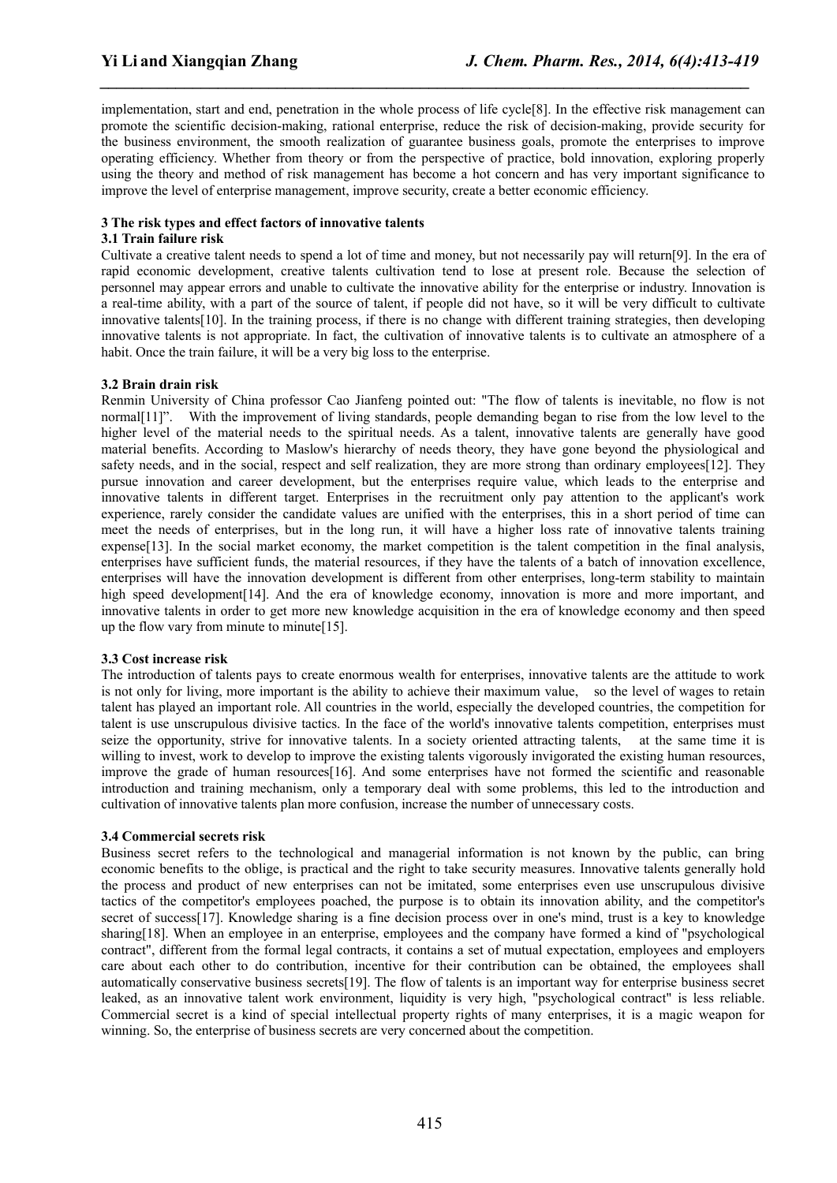implementation, start and end, penetration in the whole process of life cycle[8]. In the effective risk management can promote the scientific decision-making, rational enterprise, reduce the risk of decision-making, provide security for the business environment, the smooth realization of guarantee business goals, promote the enterprises to improve operating efficiency. Whether from theory or from the perspective of practice, bold innovation, exploring properly using the theory and method of risk management has become a hot concern and has very important significance to improve the level of enterprise management, improve security, create a better economic efficiency.

## 3 The risk types and effect factors of innovative talents

### 3.1 Train failure risk

Cultivate a creative talent needs to spend a lot of time and money, but not necessarily pay will return[9]. In the era of rapid economic development, creative talents cultivation tend to lose at present role. Because the selection of personnel may appear errors and unable to cultivate the innovative ability for the enterprise or industry. Innovation is a real-time ability, with a part of the source of talent, if people did not have, so it will be very difficult to cultivate innovative talents[10]. In the training process, if there is no change with different training strategies, then developing innovative talents is not appropriate. In fact, the cultivation of innovative talents is to cultivate an atmosphere of a habit. Once the train failure, it will be a very big loss to the enterprise.

### 3.2 Brain drain risk

Renmin University of China professor Cao Jianfeng pointed out: "The flow of talents is inevitable, no flow is not normal[11]". With the improvement of living standards, people demanding began to rise from the low level to the higher level of the material needs to the spiritual needs. As a talent, innovative talents are generally have good material benefits. According to Maslow's hierarchy of needs theory, they have gone beyond the physiological and safety needs, and in the social, respect and self realization, they are more strong than ordinary employees[12]. They pursue innovation and career development, but the enterprises require value, which leads to the enterprise and innovative talents in different target. Enterprises in the recruitment only pay attention to the applicant's work experience, rarely consider the candidate values are unified with the enterprises, this in a short period of time can meet the needs of enterprises, but in the long run, it will have a higher loss rate of innovative talents training expense[13]. In the social market economy, the market competition is the talent competition in the final analysis, enterprises have sufficient funds, the material resources, if they have the talents of a batch of innovation excellence, enterprises will have the innovation development is different from other enterprises, long-term stability to maintain high speed development[14]. And the era of knowledge economy, innovation is more and more important, and innovative talents in order to get more new knowledge acquisition in the era of knowledge economy and then speed up the flow vary from minute to minute[15].

### 3.3 Cost increase risk

The introduction of talents pays to create enormous wealth for enterprises, innovative talents are the attitude to work is not only for living, more important is the ability to achieve their maximum value, so the level of wages to retain talent has played an important role. All countries in the world, especially the developed countries, the competition for talent is use unscrupulous divisive tactics. In the face of the world's innovative talents competition, enterprises must seize the opportunity, strive for innovative talents. In a society oriented attracting talents, at the same time it is willing to invest, work to develop to improve the existing talents vigorously invigorated the existing human resources, improve the grade of human resources[16]. And some enterprises have not formed the scientific and reasonable introduction and training mechanism, only a temporary deal with some problems, this led to the introduction and cultivation of innovative talents plan more confusion, increase the number of unnecessary costs.

### 3.4 Commercial secrets risk

Business secret refers to the technological and managerial information is not known by the public, can bring economic benefits to the oblige, is practical and the right to take security measures. Innovative talents generally hold the process and product of new enterprises can not be imitated, some enterprises even use unscrupulous divisive tactics of the competitor's employees poached, the purpose is to obtain its innovation ability, and the competitor's secret of success[17]. Knowledge sharing is a fine decision process over in one's mind, trust is a key to knowledge sharing[18]. When an employee in an enterprise, employees and the company have formed a kind of "psychological contract", different from the formal legal contracts, it contains a set of mutual expectation, employees and employers care about each other to do contribution, incentive for their contribution can be obtained, the employees shall automatically conservative business secrets[19]. The flow of talents is an important way for enterprise business secret leaked, as an innovative talent work environment, liquidity is very high, "psychological contract" is less reliable. Commercial secret is a kind of special intellectual property rights of many enterprises, it is a magic weapon for winning. So, the enterprise of business secrets are very concerned about the competition.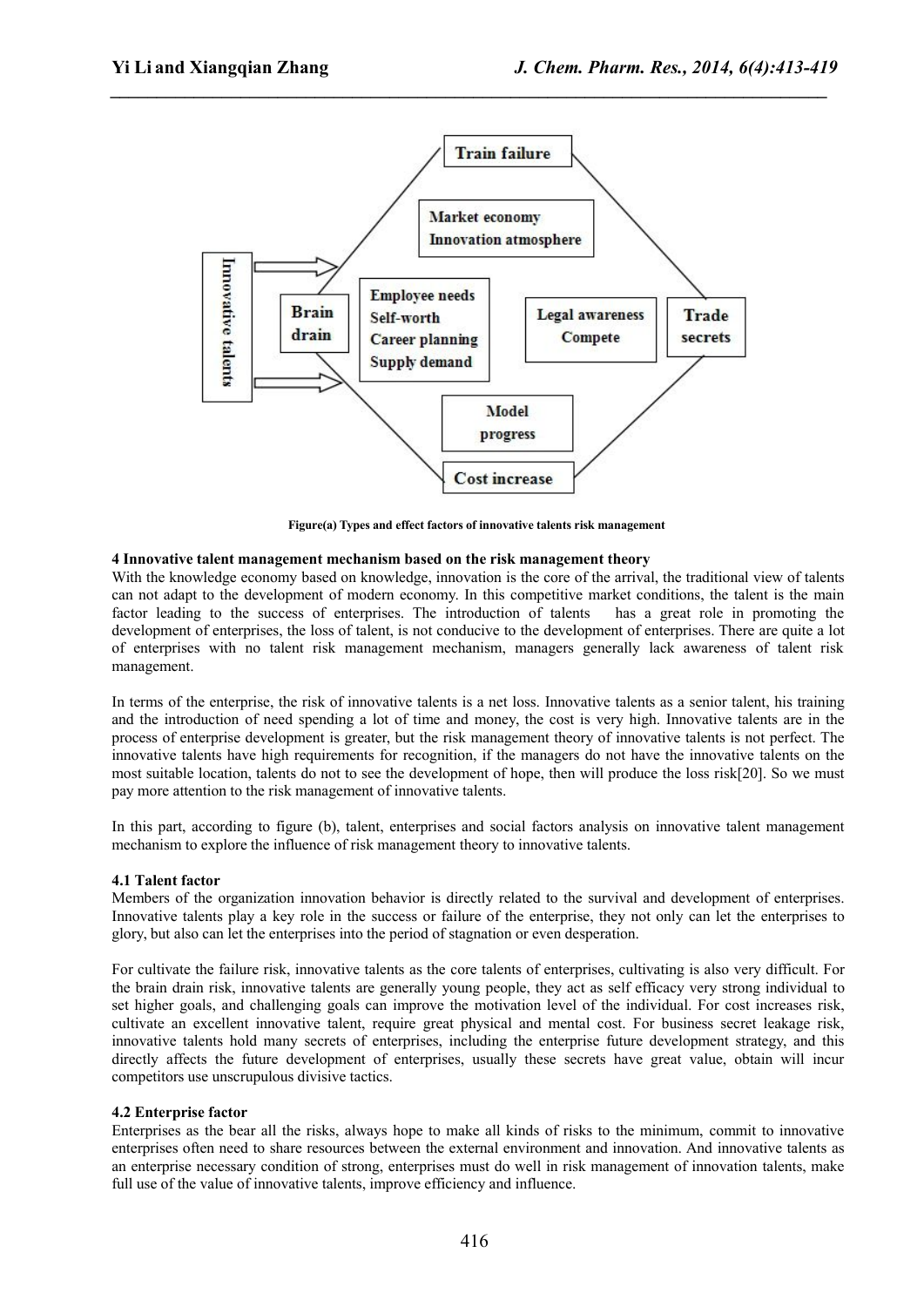Figure(a) Types and effect factors of innovative talents risk management

### 4 Innovative talent management mechanism based on the risk management theory

With the knowledge economy based on knowledge, innovation is the core of the arrival, the traditional view of talents can not adapt to the development of modern economy. In this competitive market conditions, the talent is the main factor leading to the success of enterprises. The introduction of talents has a great role in promoting the development of enterprises, the loss of talent, is not conducive to the development of enterprises. There are quite a lot of enterprises with no talent risk management mechanism, managers generally lack awareness of talent risk management.

In terms of the enterprise, the risk of innovative talents is a net loss. Innovative talents as a senior talent, his training and the introduction of need spending a lot of time and money, the cost is very high. Innovative talents are in the process of enterprise development is greater, but the risk management theory of innovative talents is not perfect. The innovative talents have high requirements for recognition, if the managers do not have the innovative talents on the most suitable location, talents do not to see the development of hope, then will produce the loss risk[20]. So we must pay more attention to the risk management of innovative talents.

In this part, according to figure (b), talent, enterprises and social factors analysis on innovative talent management mechanism to explore the influence of risk management theory to innovative talents.

#### 4.1 Talent factor

Members of the organization innovation behavior is directly related to the survival and development of enterprises. Innovative talents play a key role in the success or failure of the enterprise, they not only can let the enterprises to glory, but also can let the enterprises into the period of stagnation or even desperation.

For cultivate the failure risk, innovative talents as the core talents of enterprises, cultivating is also very difficult. For the brain drain risk, innovative talents are generally young people, they act as self efficacy very strong individual to set higher goals, and challenging goals can improve the motivation level of the individual. For cost increases risk, cultivate an excellent innovative talent, require great physical and mental cost. For business secret leakage risk, innovative talents hold many secrets of enterprises, including the enterprise future development strategy, and this directly affects the future development of enterprises, usually these secrets have great value, obtain will incur competitors use unscrupulous divisive tactics.

#### 4.2 Enterprise factor

Enterprises as the bear all the risks, always hope to make all kinds of risks to the minimum, commit to innovative enterprises often need to share resources between the external environment and innovation. And innovative talents as an enterprise necessary condition of strong, enterprises must do well in risk management of innovation talents, make full use of the value of innovative talents, improve efficiency and influence.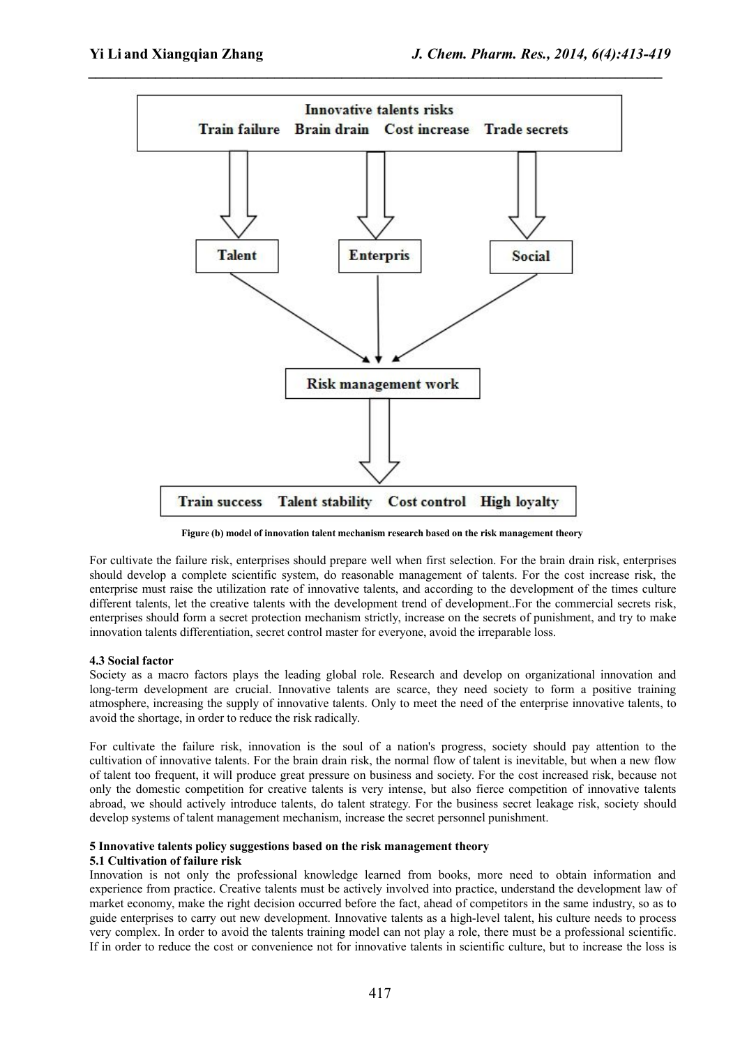Innovative talents risks
Train failure Brain drain Cost increase Trade secrets

Talent Enterpris Social

Risk management work

Train success Talent stability Cost control High loyalty

**Figure (b) model of innovation talent mechanism research based on the risk management theory**

For cultivate the failure risk, enterprises should prepare well when first selection. For the brain drain risk, enterprises should develop a complete scientific system, do reasonable management of talents. For the cost increase risk, the enterprise must raise the utilization rate of innovative talents, and according to the development of the times culture different talents, let the creative talents with the development trend of development..For the commercial secrets risk, enterprises should form a secret protection mechanism strictly, increase on the secrets of punishment, and try to make innovation talents differentiation, secret control master for everyone, avoid the irreparable loss.

### 4.3 Social factor

Society as a macro factors plays the leading global role. Research and develop on organizational innovation and long-term development are crucial. Innovative talents are scarce, they need society to form a positive training atmosphere, increasing the supply of innovative talents. Only to meet the need of the enterprise innovative talents, to avoid the shortage, in order to reduce the risk radically.

For cultivate the failure risk, innovation is the soul of a nation's progress, society should pay attention to the cultivation of innovative talents. For the brain drain risk, the normal flow of talent is inevitable, but when a new flow of talent too frequent, it will produce great pressure on business and society. For the cost increased risk, because not only the domestic competition for creative talents is very intense, but also fierce competition of innovative talents abroad, we should actively introduce talents, do talent strategy. For the business secret leakage risk, society should develop systems of talent management mechanism, increase the secret personnel punishment.

## 5 Innovative talents policy suggestions based on the risk management theory

### 5.1 Cultivation of failure risk

Innovation is not only the professional knowledge learned from books, more need to obtain information and experience from practice. Creative talents must be actively involved into practice, understand the development law of market economy, make the right decision occurred before the fact, ahead of competitors in the same industry, so as to guide enterprises to carry out new development. Innovative talents as a high-level talent, his culture needs to process very complex. In order to avoid the talents training model can not play a role, there must be a professional scientific. If in order to reduce the cost or convenience not for innovative talents in scientific culture, but to increase the loss is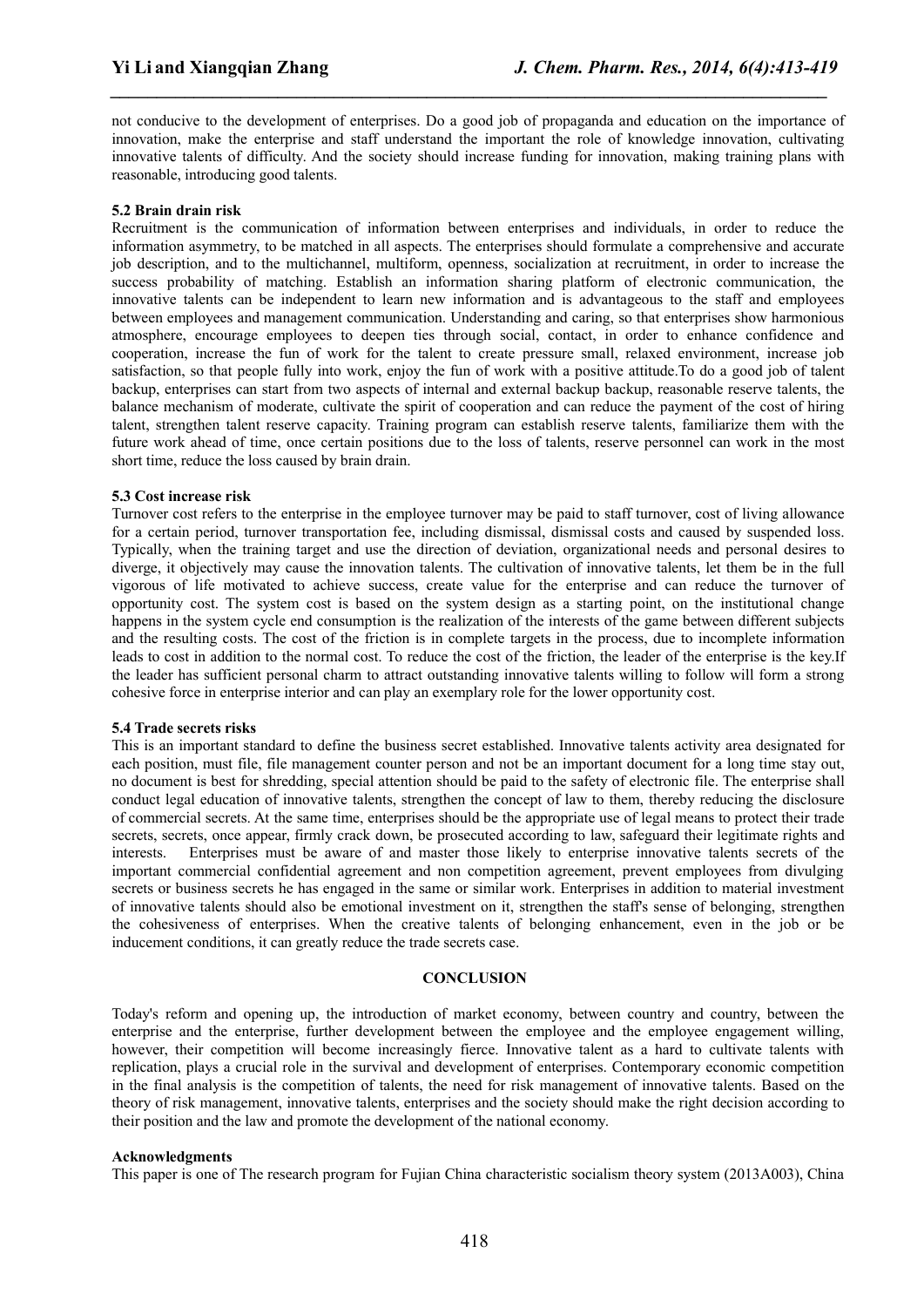not conducive to the development of enterprises. Do a good job of propaganda and education on the importance of innovation, make the enterprise and staff understand the important role of knowledge innovation, cultivating innovative talents of difficulty. And the society should increase funding for innovation, making training plans with reasonable, introducing good talents.

### 5.2 Brain drain risk

Recruitment is the communication of information between enterprises and individuals, in order to reduce the information asymmetry, to be matched in all aspects. The enterprises should formulate a comprehensive and accurate job description, and to the multichannel, multiform, openness, socialization at recruitment, in order to increase the success probability of matching. Establish an information sharing platform of electronic communication, the innovative talents can be independent to learn new information and is advantageous to the staff and employees between employees and management communication. Understanding and caring, so that enterprises show harmonious atmosphere, encourage employees to deepen ties through social, contact, in order to enhance confidence and cooperation, increase the fun of work for the talent to create pressure small, relaxed environment, increase job satisfaction, so that people fully into work, enjoy the fun of work with a positive attitude.To do a good job of talent backup, enterprises can start from two aspects of internal and external backup backup, reasonable reserve talents, the balance mechanism of moderate, cultivate the spirit of cooperation and can reduce the payment of the cost of hiring talent, strengthen talent reserve capacity. Training program can establish reserve talents, familiarize them with the future work ahead of time, once certain positions due to the loss of talents, reserve personnel can work in the most short time, reduce the loss caused by brain drain.

### 5.3 Cost increase risk

Turnover cost refers to the enterprise in the employee turnover may be paid to staff turnover, cost of living allowance for a certain period, turnover transportation fee, including dismissal, dismissal costs and caused by suspended loss. Typically, when the training target and use the direction of deviation, organizational needs and personal desires to diverge, it objectively may cause the innovation talents. The cultivation of innovative talents, let them be in the full vigorous of life motivated to achieve success, create value for the enterprise and can reduce the turnover of opportunity cost. The system cost is based on the system design as a starting point, on the institutional change happens in the system cycle end consumption is the realization of the interests of the game between different subjects and the resulting costs. The cost of the friction is in complete targets in the process, due to incomplete information leads to cost in addition to the normal cost. To reduce the cost of the friction, the leader of the enterprise is the key.If the leader has sufficient personal charm to attract outstanding innovative talents willing to follow will form a strong cohesive force in enterprise interior and can play an exemplary role for the lower opportunity cost.

### 5.4 Trade secrets risks

This is an important standard to define the business secret established. Innovative talents activity area designated for each position, must file, file management counter person and not be an important document for a long time stay out, no document is best for shredding, special attention should be paid to the safety of electronic file. The enterprise shall conduct legal education of innovative talents, strengthen the concept of law to them, thereby reducing the disclosure of commercial secrets. At the same time, enterprises should be the appropriate use of legal means to protect their trade secrets, secrets, once appear, firmly crack down, be prosecuted according to law, safeguard their legitimate rights and interests. Enterprises must be aware of and master those likely to enterprise innovative talents secrets of the important commercial confidential agreement and non competition agreement, prevent employees from divulging secrets or business secrets he has engaged in the same or similar work. Enterprises in addition to material investment of innovative talents should also be emotional investment on it, strengthen the staff's sense of belonging, strengthen the cohesiveness of enterprises. When the creative talents of belonging enhancement, even in the job or be inducement conditions, it can greatly reduce the trade secrets case.

## CONCLUSION

Today's reform and opening up, the introduction of market economy, between country and country, between the enterprise and the enterprise, further development between the employee and the employee engagement willing, however, their competition will become increasingly fierce. Innovative talent as a hard to cultivate talents with replication, plays a crucial role in the survival and development of enterprises. Contemporary economic competition in the final analysis is the competition of talents, the need for risk management of innovative talents. Based on the theory of risk management, innovative talents, enterprises and the society should make the right decision according to their position and the law and promote the development of the national economy.

### Acknowledgments

This paper is one of The research program for Fujian China characteristic socialism theory system (2013A003), China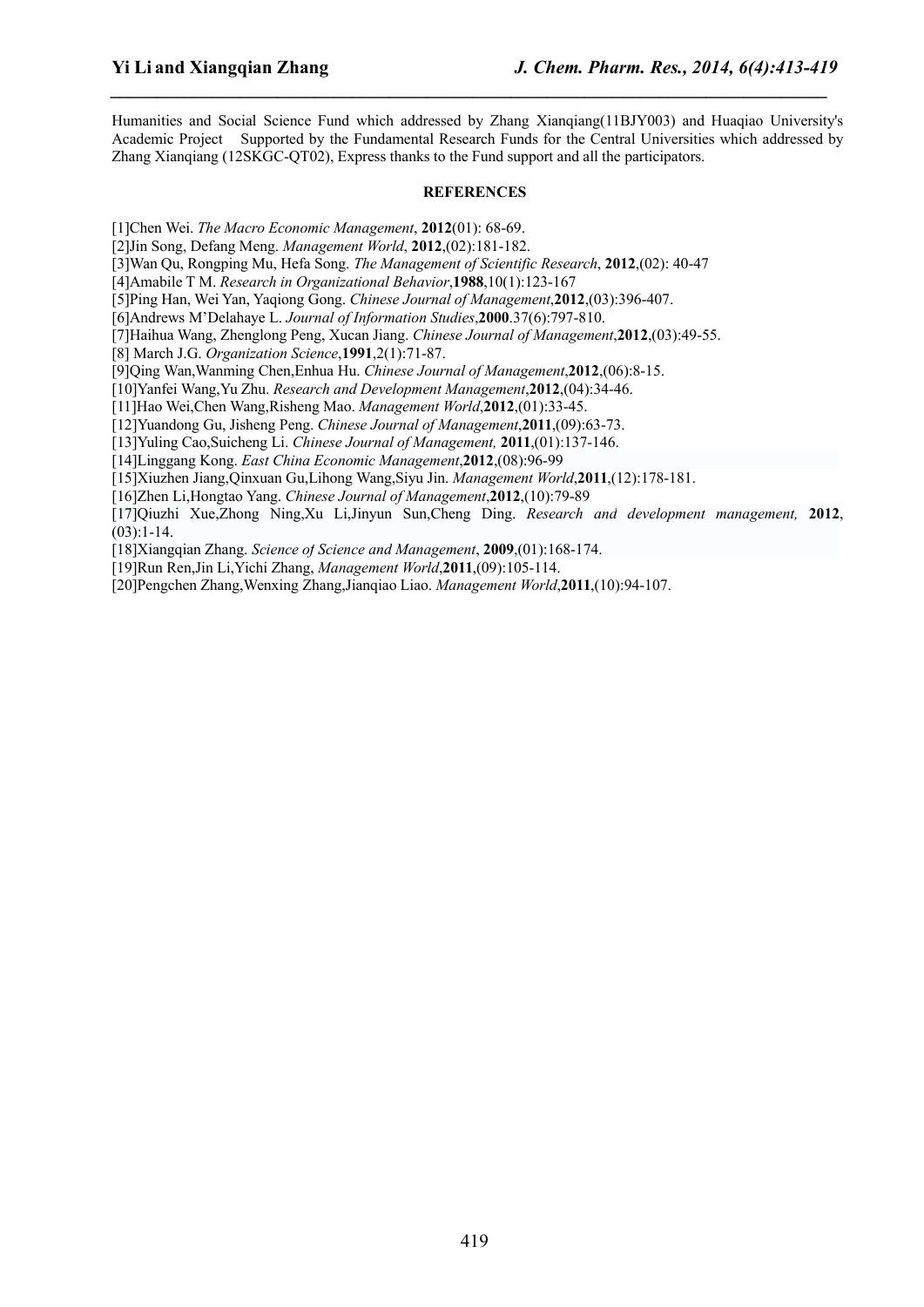Humanities and Social Science Fund which addressed by Zhang Xianqiang(11BJY003) and Huaqiao University's Academic Project Supported by the Fundamental Research Funds for the Central Universities which addressed by Zhang Xianqiang (12SKGC-QT02), Express thanks to the Fund support and all the participators.

## REFERENCES

[1]Chen Wei. *The Macro Economic Management*, **2012**(01): 68-69.

[2]Jin Song, Defang Meng. *Management World*, **2012**,(02):181-182.

[3]Wan Qu, Rongping Mu, Hefa Song. *The Management of Scientific Research*, **2012**,(02): 40-47

[4]Amabile T M. *Research in Organizational Behavior*,**1988**,10(1):123-167

[5]Ping Han, Wei Yan, Yaqiong Gong. *Chinese Journal of Management*,**2012**,(03):396-407.

[6]Andrews M'Delahaye L. *Journal of Information Studies*,**2000**.37(6):797-810.

[7]Haihua Wang, Zhenglong Peng, Xucan Jiang. *Chinese Journal of Management*,**2012**,(03):49-55.

[8] March J.G. *Organization Science*,**1991**,2(1):71-87.

[9]Qing Wan,Wanming Chen,Enhua Hu. *Chinese Journal of Management*,**2012**,(06):8-15.

[10]Yanfei Wang,Yu Zhu. *Research and Development Management*,**2012**,(04):34-46.

[11]Hao Wei,Chen Wang,Risheng Mao. *Management World*,**2012**,(01):33-45.

[12]Yuandong Gu, Jisheng Peng. *Chinese Journal of Management*,**2011**,(09):63-73.

[13]Yuling Cao,Suicheng Li. *Chinese Journal of Management,* **2011**,(01):137-146.

[14]Linggang Kong. *East China Economic Management*,**2012**,(08):96-99

[15]Xiuzhen Jiang,Qinxuan Gu,Lihong Wang,Siyu Jin. *Management World*,**2011**,(12):178-181.

[16]Zhen Li,Hongtao Yang. *Chinese Journal of Management*,**2012**,(10):79-89

[17]Qiuzhi Xue,Zhong Ning,Xu Li,Jinyun Sun,Cheng Ding. *Research and development management,* **2012**, (03):1-14.

[18]Xiangqian Zhang. *Science of Science and Management*, **2009**,(01):168-174.

[19]Run Ren,Jin Li,Yichi Zhang, *Management World*,**2011**,(09):105-114.

[20]Pengchen Zhang,Wenxing Zhang,Jianqiao Liao. *Management World*,**2011**,(10):94-107.